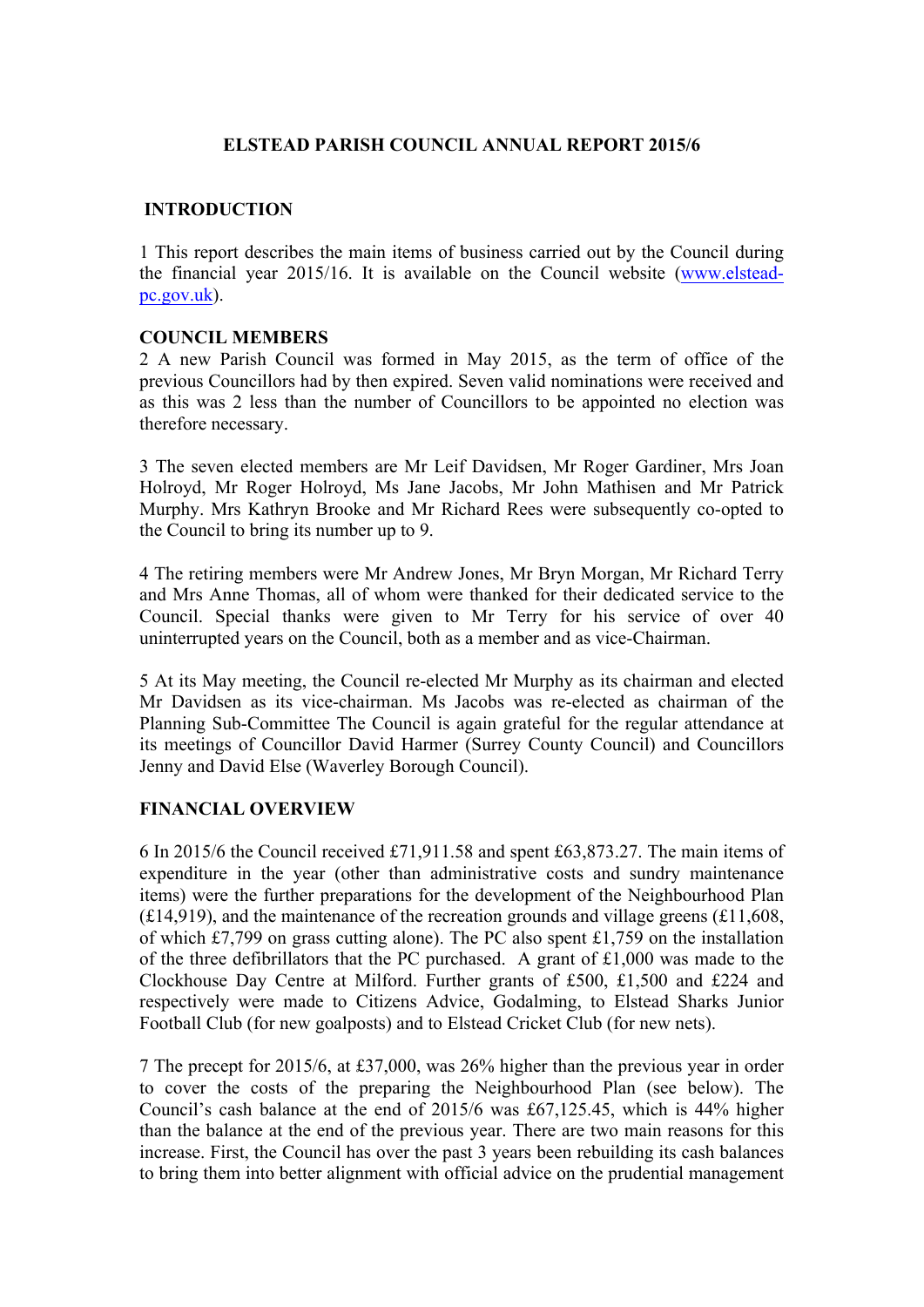# ELSTEAD PARISH COUNCIL ANNUAL REPORT 2015/6

## INTRODUCTION

1 This report describes the main items of business carried out by the Council during the financial year 2015/16. It is available on the Council website (www.elstead-pc.gov.uk).

## COUNCIL MEMBERS

2 A new Parish Council was formed in May 2015, as the term of office of the previous Councillors had by then expired. Seven valid nominations were received and as this was 2 less than the number of Councillors to be appointed no election was therefore necessary.

3 The seven elected members are Mr Leif Davidsen, Mr Roger Gardiner, Mrs Joan Holroyd, Mr Roger Holroyd, Ms Jane Jacobs, Mr John Mathisen and Mr Patrick Murphy. Mrs Kathryn Brooke and Mr Richard Rees were subsequently co-opted to the Council to bring its number up to 9.

4 The retiring members were Mr Andrew Jones, Mr Bryn Morgan, Mr Richard Terry and Mrs Anne Thomas, all of whom were thanked for their dedicated service to the Council. Special thanks were given to Mr Terry for his service of over 40 uninterrupted years on the Council, both as a member and as vice-Chairman.

5 At its May meeting, the Council re-elected Mr Murphy as its chairman and elected Mr Davidsen as its vice-chairman. Ms Jacobs was re-elected as chairman of the Planning Sub-Committee The Council is again grateful for the regular attendance at its meetings of Councillor David Harmer (Surrey County Council) and Councillors Jenny and David Else (Waverley Borough Council).

## FINANCIAL OVERVIEW

6 In 2015/6 the Council received £71,911.58 and spent £63,873.27. The main items of expenditure in the year (other than administrative costs and sundry maintenance items) were the further preparations for the development of the Neighbourhood Plan (£14,919), and the maintenance of the recreation grounds and village greens (£11,608, of which £7,799 on grass cutting alone). The PC also spent £1,759 on the installation of the three defibrillators that the PC purchased. A grant of £1,000 was made to the Clockhouse Day Centre at Milford. Further grants of £500, £1,500 and £224 and respectively were made to Citizens Advice, Godalming, to Elstead Sharks Junior Football Club (for new goalposts) and to Elstead Cricket Club (for new nets).

7 The precept for 2015/6, at £37,000, was 26% higher than the previous year in order to cover the costs of the preparing the Neighbourhood Plan (see below). The Council's cash balance at the end of 2015/6 was £67,125.45, which is 44% higher than the balance at the end of the previous year. There are two main reasons for this increase. First, the Council has over the past 3 years been rebuilding its cash balances to bring them into better alignment with official advice on the prudential management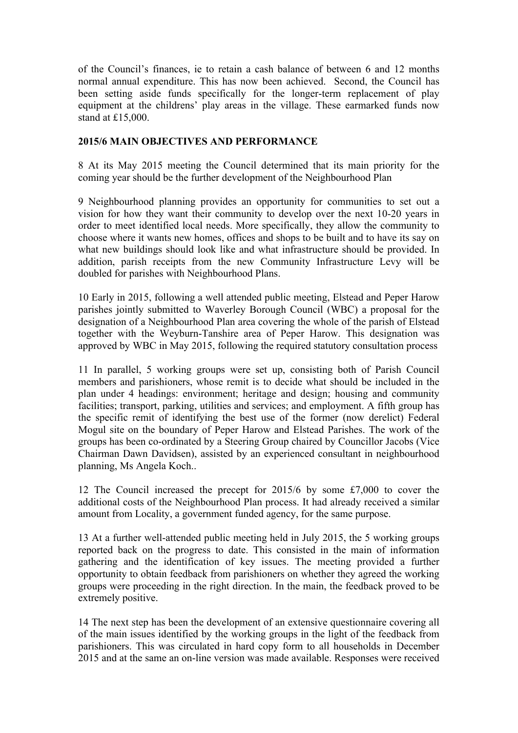of the Council's finances, ie to retain a cash balance of between 6 and 12 months normal annual expenditure. This has now been achieved. Second, the Council has been setting aside funds specifically for the longer-term replacement of play equipment at the childrens' play areas in the village. These earmarked funds now stand at £15,000.

**2015/6 MAIN OBJECTIVES AND PERFORMANCE**

8 At its May 2015 meeting the Council determined that its main priority for the coming year should be the further development of the Neighbourhood Plan

9 Neighbourhood planning provides an opportunity for communities to set out a vision for how they want their community to develop over the next 10-20 years in order to meet identified local needs. More specifically, they allow the community to choose where it wants new homes, offices and shops to be built and to have its say on what new buildings should look like and what infrastructure should be provided. In addition, parish receipts from the new Community Infrastructure Levy will be doubled for parishes with Neighbourhood Plans.

10 Early in 2015, following a well attended public meeting, Elstead and Peper Harow parishes jointly submitted to Waverley Borough Council (WBC) a proposal for the designation of a Neighbourhood Plan area covering the whole of the parish of Elstead together with the Weyburn-Tanshire area of Peper Harow. This designation was approved by WBC in May 2015, following the required statutory consultation process

11 In parallel, 5 working groups were set up, consisting both of Parish Council members and parishioners, whose remit is to decide what should be included in the plan under 4 headings: environment; heritage and design; housing and community facilities; transport, parking, utilities and services; and employment. A fifth group has the specific remit of identifying the best use of the former (now derelict) Federal Mogul site on the boundary of Peper Harow and Elstead Parishes. The work of the groups has been co-ordinated by a Steering Group chaired by Councillor Jacobs (Vice Chairman Dawn Davidsen), assisted by an experienced consultant in neighbourhood planning, Ms Angela Koch..

12 The Council increased the precept for 2015/6 by some £7,000 to cover the additional costs of the Neighbourhood Plan process. It had already received a similar amount from Locality, a government funded agency, for the same purpose.

13 At a further well-attended public meeting held in July 2015, the 5 working groups reported back on the progress to date. This consisted in the main of information gathering and the identification of key issues. The meeting provided a further opportunity to obtain feedback from parishioners on whether they agreed the working groups were proceeding in the right direction. In the main, the feedback proved to be extremely positive.

14 The next step has been the development of an extensive questionnaire covering all of the main issues identified by the working groups in the light of the feedback from parishioners. This was circulated in hard copy form to all households in December 2015 and at the same an on-line version was made available. Responses were received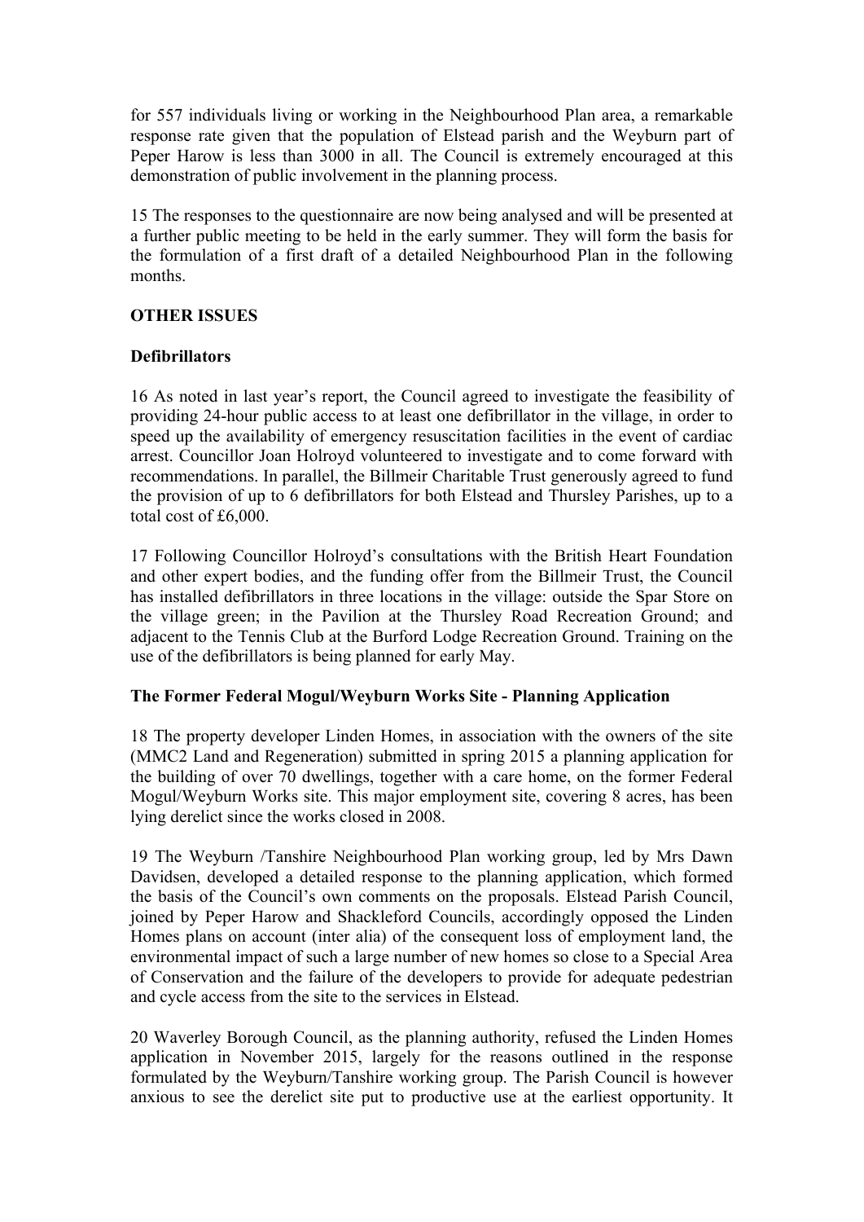for 557 individuals living or working in the Neighbourhood Plan area, a remarkable response rate given that the population of Elstead parish and the Weyburn part of Peper Harow is less than 3000 in all. The Council is extremely encouraged at this demonstration of public involvement in the planning process.

15 The responses to the questionnaire are now being analysed and will be presented at a further public meeting to be held in the early summer. They will form the basis for the formulation of a first draft of a detailed Neighbourhood Plan in the following months.

**OTHER ISSUES**

**Defibrillators**

16 As noted in last year's report, the Council agreed to investigate the feasibility of providing 24-hour public access to at least one defibrillator in the village, in order to speed up the availability of emergency resuscitation facilities in the event of cardiac arrest. Councillor Joan Holroyd volunteered to investigate and to come forward with recommendations. In parallel, the Billmeir Charitable Trust generously agreed to fund the provision of up to 6 defibrillators for both Elstead and Thursley Parishes, up to a total cost of £6,000.

17 Following Councillor Holroyd's consultations with the British Heart Foundation and other expert bodies, and the funding offer from the Billmeir Trust, the Council has installed defibrillators in three locations in the village: outside the Spar Store on the village green; in the Pavilion at the Thursley Road Recreation Ground; and adjacent to the Tennis Club at the Burford Lodge Recreation Ground. Training on the use of the defibrillators is being planned for early May.

**The Former Federal Mogul/Weyburn Works Site - Planning Application**

18 The property developer Linden Homes, in association with the owners of the site (MMC2 Land and Regeneration) submitted in spring 2015 a planning application for the building of over 70 dwellings, together with a care home, on the former Federal Mogul/Weyburn Works site. This major employment site, covering 8 acres, has been lying derelict since the works closed in 2008.

19 The Weyburn /Tanshire Neighbourhood Plan working group, led by Mrs Dawn Davidsen, developed a detailed response to the planning application, which formed the basis of the Council's own comments on the proposals. Elstead Parish Council, joined by Peper Harow and Shackleford Councils, accordingly opposed the Linden Homes plans on account (inter alia) of the consequent loss of employment land, the environmental impact of such a large number of new homes so close to a Special Area of Conservation and the failure of the developers to provide for adequate pedestrian and cycle access from the site to the services in Elstead.

20 Waverley Borough Council, as the planning authority, refused the Linden Homes application in November 2015, largely for the reasons outlined in the response formulated by the Weyburn/Tanshire working group. The Parish Council is however anxious to see the derelict site put to productive use at the earliest opportunity. It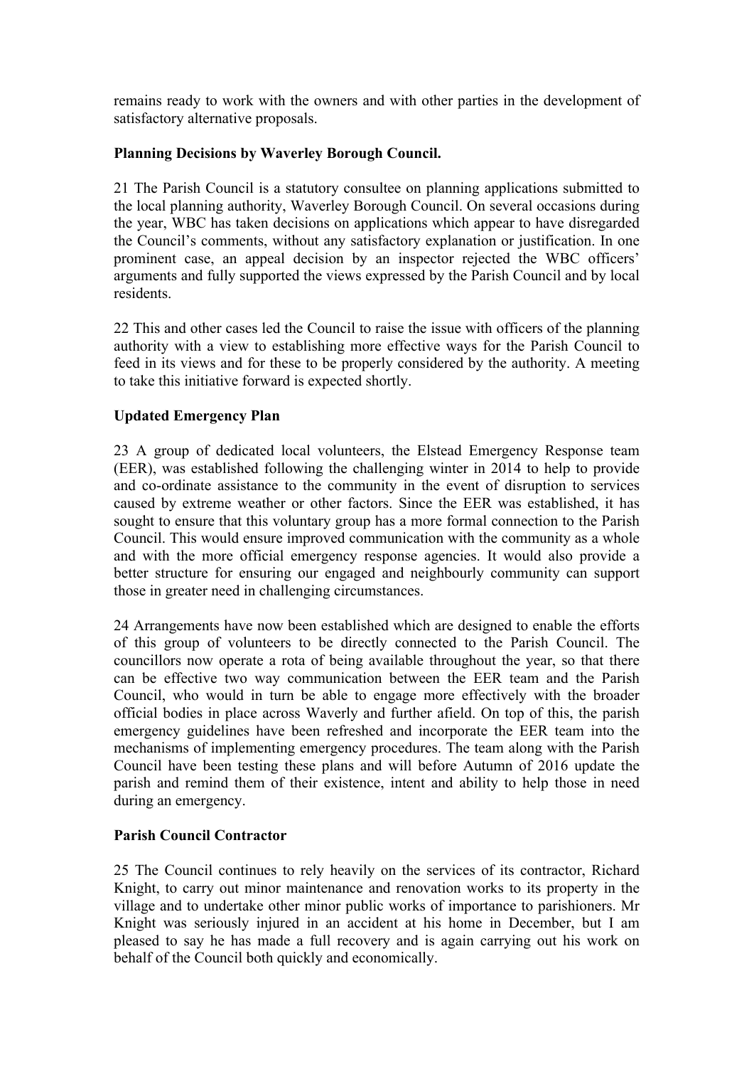remains ready to work with the owners and with other parties in the development of satisfactory alternative proposals.

**Planning Decisions by Waverley Borough Council.**

21 The Parish Council is a statutory consultee on planning applications submitted to the local planning authority, Waverley Borough Council. On several occasions during the year, WBC has taken decisions on applications which appear to have disregarded the Council's comments, without any satisfactory explanation or justification. In one prominent case, an appeal decision by an inspector rejected the WBC officers' arguments and fully supported the views expressed by the Parish Council and by local residents.

22 This and other cases led the Council to raise the issue with officers of the planning authority with a view to establishing more effective ways for the Parish Council to feed in its views and for these to be properly considered by the authority. A meeting to take this initiative forward is expected shortly.

**Updated Emergency Plan**

23 A group of dedicated local volunteers, the Elstead Emergency Response team (EER), was established following the challenging winter in 2014 to help to provide and co-ordinate assistance to the community in the event of disruption to services caused by extreme weather or other factors. Since the EER was established, it has sought to ensure that this voluntary group has a more formal connection to the Parish Council. This would ensure improved communication with the community as a whole and with the more official emergency response agencies. It would also provide a better structure for ensuring our engaged and neighbourly community can support those in greater need in challenging circumstances.

24 Arrangements have now been established which are designed to enable the efforts of this group of volunteers to be directly connected to the Parish Council. The councillors now operate a rota of being available throughout the year, so that there can be effective two way communication between the EER team and the Parish Council, who would in turn be able to engage more effectively with the broader official bodies in place across Waverly and further afield. On top of this, the parish emergency guidelines have been refreshed and incorporate the EER team into the mechanisms of implementing emergency procedures. The team along with the Parish Council have been testing these plans and will before Autumn of 2016 update the parish and remind them of their existence, intent and ability to help those in need during an emergency.

**Parish Council Contractor**

25 The Council continues to rely heavily on the services of its contractor, Richard Knight, to carry out minor maintenance and renovation works to its property in the village and to undertake other minor public works of importance to parishioners. Mr Knight was seriously injured in an accident at his home in December, but I am pleased to say he has made a full recovery and is again carrying out his work on behalf of the Council both quickly and economically.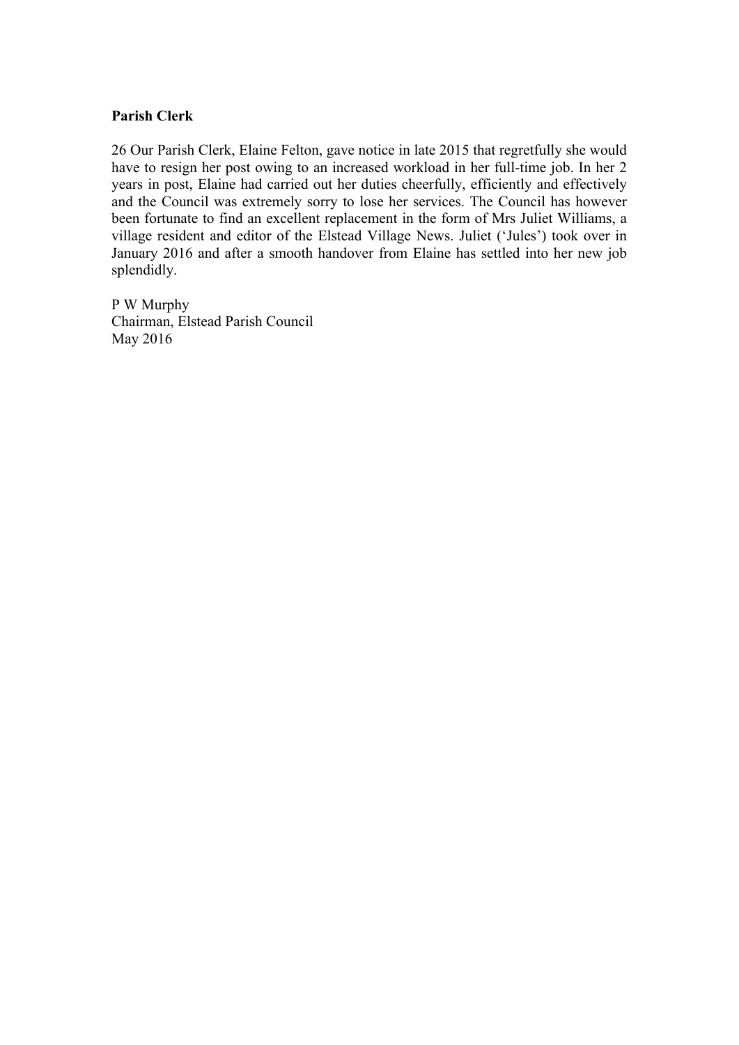**Parish Clerk**

26 Our Parish Clerk, Elaine Felton, gave notice in late 2015 that regretfully she would have to resign her post owing to an increased workload in her full-time job. In her 2 years in post, Elaine had carried out her duties cheerfully, efficiently and effectively and the Council was extremely sorry to lose her services. The Council has however been fortunate to find an excellent replacement in the form of Mrs Juliet Williams, a village resident and editor of the Elstead Village News. Juliet ('Jules') took over in January 2016 and after a smooth handover from Elaine has settled into her new job splendidly.

P W Murphy  
Chairman, Elstead Parish Council  
May 2016